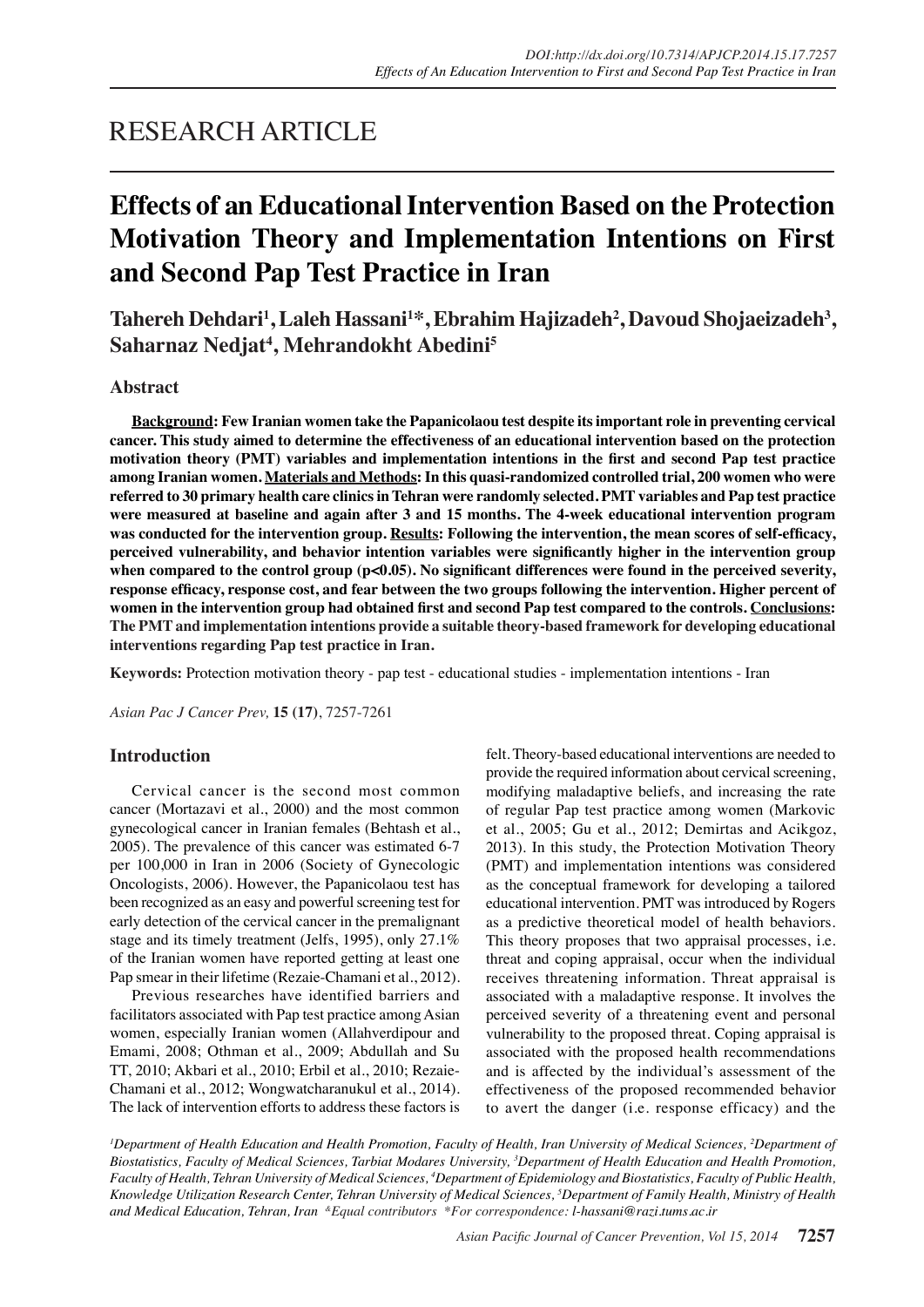RESEARCH ARTICLE

# Effects of an Educational Intervention Based on the Protection Motivation Theory and Implementation Intentions on First and Second Pap Test Practice in Iran

**Tahereh Dehdari[1], Laleh Hassani[1]*, Ebrahim Hajizadeh[2], Davoud Shojaeizadeh[3], Saharnaz Nedjat[4], Mehrandokht Abedini[5]**

## Abstract

**Background: Few Iranian women take the Papanicolaou test despite its important role in preventing cervical cancer. This study aimed to determine the effectiveness of an educational intervention based on the protection motivation theory (PMT) variables and implementation intentions in the first and second Pap test practice among Iranian women. Materials and Methods: In this quasi-randomized controlled trial, 200 women who were referred to 30 primary health care clinics in Tehran were randomly selected. PMT variables and Pap test practice were measured at baseline and again after 3 and 15 months. The 4-week educational intervention program was conducted for the intervention group. Results: Following the intervention, the mean scores of self-efficacy, perceived vulnerability, and behavior intention variables were significantly higher in the intervention group when compared to the control group ($p<0.05$). No significant differences were found in the perceived severity, response efficacy, response cost, and fear between the two groups following the intervention. Higher percent of women in the intervention group had obtained first and second Pap test compared to the controls. Conclusions: The PMT and implementation intentions provide a suitable theory-based framework for developing educational interventions regarding Pap test practice in Iran.**

**Keywords:** Protection motivation theory - pap test - educational studies - implementation intentions - Iran

*Asian Pac J Cancer Prev,* **15 (17)**, 7257-7261

## Introduction

Cervical cancer is the second most common cancer (Mortazavi et al., 2000) and the most common gynecological cancer in Iranian females (Behtash et al., 2005). The prevalence of this cancer was estimated 6-7 per 100,000 in Iran in 2006 (Society of Gynecologic Oncologists, 2006). However, the Papanicolaou test has been recognized as an easy and powerful screening test for early detection of the cervical cancer in the premalignant stage and its timely treatment (Jelfs, 1995), only 27.1% of the Iranian women have reported getting at least one Pap smear in their lifetime (Rezaie-Chamani et al., 2012).

Previous researches have identified barriers and facilitators associated with Pap test practice among Asian women, especially Iranian women (Allahverdipour and Emami, 2008; Othman et al., 2009; Abdullah and Su TT, 2010; Akbari et al., 2010; Erbil et al., 2010; Rezaie-Chamani et al., 2012; Wongwatcharanukul et al., 2014). The lack of intervention efforts to address these factors is felt. Theory-based educational interventions are needed to provide the required information about cervical screening, modifying maladaptive beliefs, and increasing the rate of regular Pap test practice among women (Markovic et al., 2005; Gu et al., 2012; Demirtas and Acikgoz, 2013). In this study, the Protection Motivation Theory (PMT) and implementation intentions was considered as the conceptual framework for developing a tailored educational intervention. PMT was introduced by Rogers as a predictive theoretical model of health behaviors. This theory proposes that two appraisal processes, i.e. threat and coping appraisal, occur when the individual receives threatening information. Threat appraisal is associated with a maladaptive response. It involves the perceived severity of a threatening event and personal vulnerability to the proposed threat. Coping appraisal is associated with the proposed health recommendations and is affected by the individual's assessment of the effectiveness of the proposed recommended behavior to avert the danger (i.e. response efficacy) and the

*[1]Department of Health Education and Health Promotion, Faculty of Health, Iran University of Medical Sciences, [2]Department of Biostatistics, Faculty of Medical Sciences, Tarbiat Modares University, [3]Department of Health Education and Health Promotion, Faculty of Health, Tehran University of Medical Sciences, [4]Department of Epidemiology and Biostatistics, Faculty of Public Health, Knowledge Utilization Research Center, Tehran University of Medical Sciences, [5]Department of Family Health, Ministry of Health and Medical Education, Tehran, Iran [&]Equal contributors \*For correspondence: l-hassani@razi.tums.ac.ir*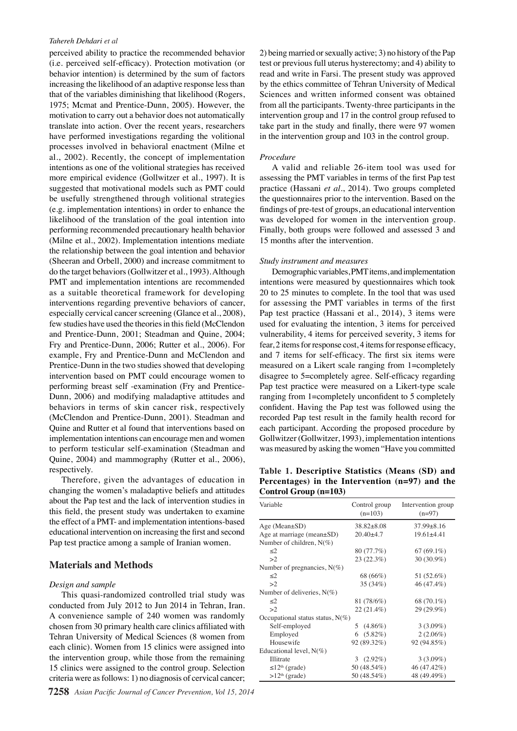perceived ability to practice the recommended behavior (i.e. perceived self-efficacy). Protection motivation (or behavior intention) is determined by the sum of factors increasing the likelihood of an adaptive response less than that of the variables diminishing that likelihood (Rogers, 1975; Mcmat and Prentice-Dunn, 2005). However, the motivation to carry out a behavior does not automatically translate into action. Over the recent years, researchers have performed investigations regarding the volitional processes involved in behavioral enactment (Milne et al., 2002). Recently, the concept of implementation intentions as one of the volitional strategies has received more empirical evidence (Gollwitzer et al., 1997). It is suggested that motivational models such as PMT could be usefully strengthened through volitional strategies (e.g. implementation intentions) in order to enhance the likelihood of the translation of the goal intention into performing recommended precautionary health behavior (Milne et al., 2002). Implementation intentions mediate the relationship between the goal intention and behavior (Sheeran and Orbell, 2000) and increase commitment to do the target behaviors (Gollwitzer et al., 1993). Although PMT and implementation intentions are recommended as a suitable theoretical framework for developing interventions regarding preventive behaviors of cancer, especially cervical cancer screening (Glance et al., 2008), few studies have used the theories in this field (McClendon and Prentice-Dunn, 2001; Steadman and Quine, 2004; Fry and Prentice-Dunn, 2006; Rutter et al., 2006). For example, Fry and Prentice-Dunn and McClendon and Prentice-Dunn in the two studies showed that developing intervention based on PMT could encourage women to performing breast self -examination (Fry and Prentice-Dunn, 2006) and modifying maladaptive attitudes and behaviors in terms of skin cancer risk, respectively (McClendon and Prentice-Dunn, 2001). Steadman and Quine and Rutter et al found that interventions based on implementation intentions can encourage men and women to perform testicular self-examination (Steadman and Quine, 2004) and mammography (Rutter et al., 2006), respectively.

Therefore, given the advantages of education in changing the women's maladaptive beliefs and attitudes about the Pap test and the lack of intervention studies in this field, the present study was undertaken to examine the effect of a PMT- and implementation intentions-based educational intervention on increasing the first and second Pap test practice among a sample of Iranian women.

## Materials and Methods

*Design and sample*

This quasi-randomized controlled trial study was conducted from July 2012 to Jun 2014 in Tehran, Iran. A convenience sample of 240 women was randomly chosen from 30 primary health care clinics affiliated with Tehran University of Medical Sciences (8 women from each clinic). Women from 15 clinics were assigned into the intervention group, while those from the remaining 15 clinics were assigned to the control group. Selection criteria were as follows: 1) no diagnosis of cervical cancer; 2) being married or sexually active; 3) no history of the Pap test or previous full uterus hysterectomy; and 4) ability to read and write in Farsi. The present study was approved by the ethics committee of Tehran University of Medical Sciences and written informed consent was obtained from all the participants. Twenty-three participants in the intervention group and 17 in the control group refused to take part in the study and finally, there were 97 women in the intervention group and 103 in the control group.

*Procedure*

A valid and reliable 26-item tool was used for assessing the PMT variables in terms of the first Pap test practice (Hassani *et al*., 2014). Two groups completed the questionnaires prior to the intervention. Based on the findings of pre-test of groups, an educational intervention was developed for women in the intervention group. Finally, both groups were followed and assessed 3 and 15 months after the intervention.

*Study instrument and measures*

Demographic variables, PMT items, and implementation intentions were measured by questionnaires which took 20 to 25 minutes to complete. In the tool that was used for assessing the PMT variables in terms of the first Pap test practice (Hassani et al., 2014), 3 items were used for evaluating the intention, 3 items for perceived vulnerability, 4 items for perceived severity, 3 items for fear, 2 items for response cost, 4 items for response efficacy, and 7 items for self-efficacy. The first six items were measured on a Likert scale ranging from 1=completely disagree to 5=completely agree. Self-efficacy regarding Pap test practice were measured on a Likert-type scale ranging from 1=completely unconfident to 5 completely confident. Having the Pap test was followed using the recorded Pap test result in the family health record for each participant. According the proposed procedure by Gollwitzer (Gollwitzer, 1993), implementation intentions was measured by asking the women "Have you committed

**Table 1. Descriptive Statistics (Means (SD) and Percentages) in the Intervention (n=97) and the Control Group (n=103)**

| Variable | Control group (n=103) | Intervention group (n=97) |
|---|---|---|
| Age (Mean±SD) | 38.82±8.08 | 37.99±8.16 |
| Age at marriage (mean±SD) | 20.40±4.7 | 19.61±4.41 |
| Number of children, N(%) | | |
| ≤2 | 80 (77.7%) | 67 (69.1%) |
| >2 | 23 (22.3%) | 30 (30.9%) |
| Number of pregnancies, N(%) | | |
| ≤2 | 68 (66%) | 51 (52.6%) |
| >2 | 35 (34%) | 46 (47.4%) |
| Number of deliveries, N(%) | | |
| ≤2 | 81 (78/6%) | 68 (70.1%) |
| >2 | 22 (21.4%) | 29 (29.9%) |
| Occupational status status, N(%) | | |
| Self-employed | 5 (4.86%) | 3 (3.09%) |
| Employed | 6 (5.82%) | 2 (2.06%) |
| Housewife | 92 (89.32%) | 92 (94.85%) |
| Educational level, N(%) | | |
| Illitrate | 3 (2.92%) | 3 (3.09%) |
| ≤12th (grade) | 50 (48.54%) | 46 (47.42%) |
| >12th (grade) | 50 (48.54%) | 48 (49.49%) |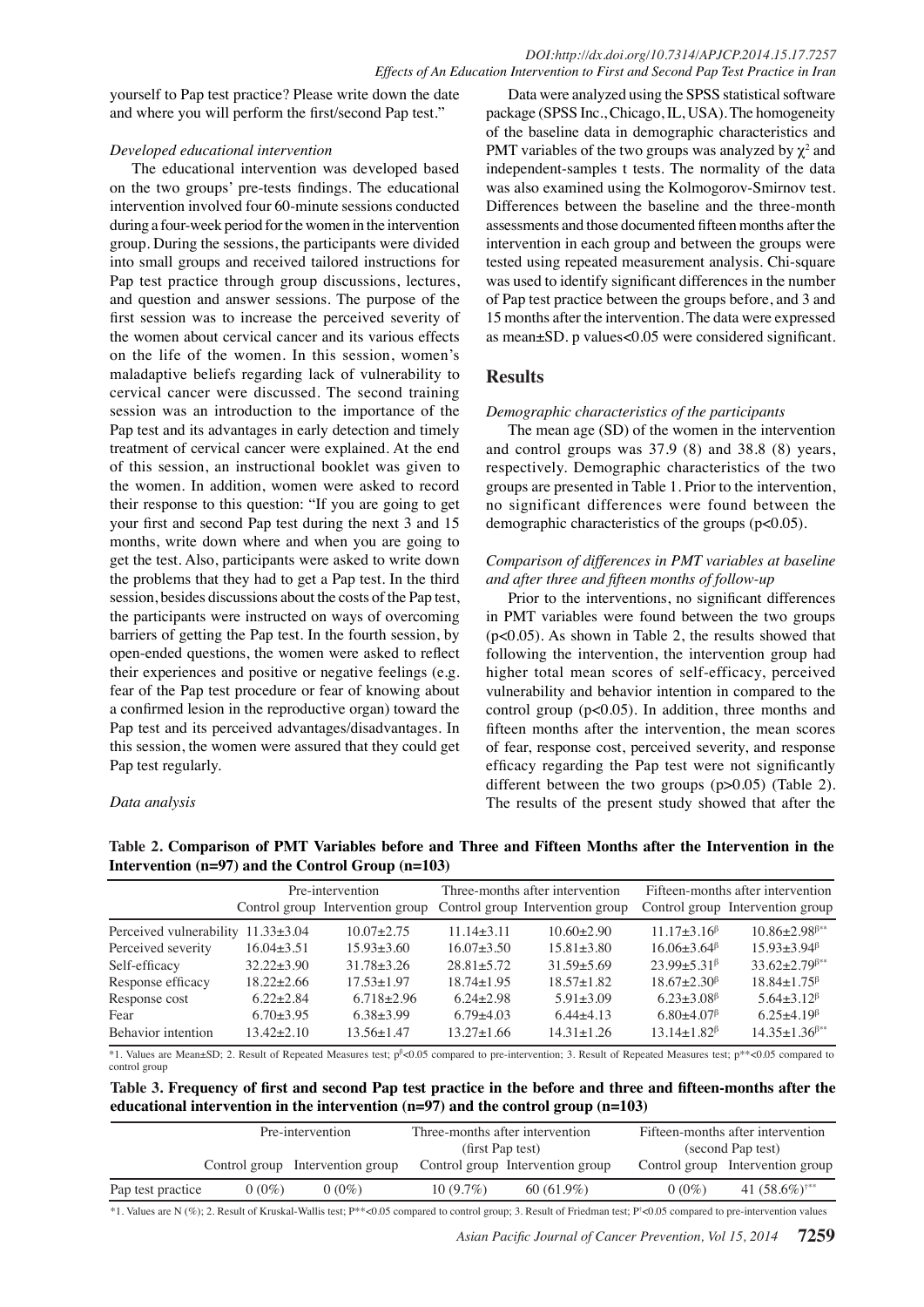yourself to Pap test practice? Please write down the date and where you will perform the first/second Pap test."

*Developed educational intervention*

The educational intervention was developed based on the two groups' pre-tests findings. The educational intervention involved four 60-minute sessions conducted during a four-week period for the women in the intervention group. During the sessions, the participants were divided into small groups and received tailored instructions for Pap test practice through group discussions, lectures, and question and answer sessions. The purpose of the first session was to increase the perceived severity of the women about cervical cancer and its various effects on the life of the women. In this session, women's maladaptive beliefs regarding lack of vulnerability to cervical cancer were discussed. The second training session was an introduction to the importance of the Pap test and its advantages in early detection and timely treatment of cervical cancer were explained. At the end of this session, an instructional booklet was given to the women. In addition, women were asked to record their response to this question: "If you are going to get your first and second Pap test during the next 3 and 15 months, write down where and when you are going to get the test. Also, participants were asked to write down the problems that they had to get a Pap test. In the third session, besides discussions about the costs of the Pap test, the participants were instructed on ways of overcoming barriers of getting the Pap test. In the fourth session, by open-ended questions, the women were asked to reflect their experiences and positive or negative feelings (e.g. fear of the Pap test procedure or fear of knowing about a confirmed lesion in the reproductive organ) toward the Pap test and its perceived advantages/disadvantages. In this session, the women were assured that they could get Pap test regularly.

*Data analysis*

Data were analyzed using the SPSS statistical software package (SPSS Inc., Chicago, IL, USA). The homogeneity of the baseline data in demographic characteristics and PMT variables of the two groups was analyzed by $\chi^2$ and independent-samples t tests. The normality of the data was also examined using the Kolmogorov-Smirnov test. Differences between the baseline and the three-month assessments and those documented fifteen months after the intervention in each group and between the groups were tested using repeated measurement analysis. Chi-square was used to identify significant differences in the number of Pap test practice between the groups before, and 3 and 15 months after the intervention. The data were expressed as mean±SD. p values<0.05 were considered significant.

## Results

*Demographic characteristics of the participants*

The mean age (SD) of the women in the intervention and control groups was 37.9 (8) and 38.8 (8) years, respectively. Demographic characteristics of the two groups are presented in Table 1. Prior to the intervention, no significant differences were found between the demographic characteristics of the groups (p<0.05).

*Comparison of differences in PMT variables at baseline and after three and fifteen months of follow-up*

Prior to the interventions, no significant differences in PMT variables were found between the two groups (p<0.05). As shown in Table 2, the results showed that following the intervention, the intervention group had higher total mean scores of self-efficacy, perceived vulnerability and behavior intention in compared to the control group (p<0.05). In addition, three months and fifteen months after the intervention, the mean scores of fear, response cost, perceived severity, and response efficacy regarding the Pap test were not significantly different between the two groups (p>0.05) (Table 2). The results of the present study showed that after the

**Table 2. Comparison of PMT Variables before and Three and Fifteen Months after the Intervention in the Intervention (n=97) and the Control Group (n=103)**

| | Pre-intervention | | Three-months after intervention | | Fifteen-months after intervention | |
|---|---|---|---|---|---|---|
| | Control group | Intervention group | Control group | Intervention group | Control group | Intervention group |
| Perceived vulnerability | 11.33±3.04 | 10.07±2.75 | 11.14±3.11 | 10.60±2.90 | 11.17±3.16$^{\beta}$ | 10.86±2.98$^{\beta**}$ |
| Perceived severity | 16.04±3.51 | 15.93±3.60 | 16.07±3.50 | 15.81±3.80 | 16.06±3.64$^{\beta}$ | 15.93±3.94$^{\beta}$ |
| Self-efficacy | 32.22±3.90 | 31.78±3.26 | 28.81±5.72 | 31.59±5.69 | 23.99±5.31$^{\beta}$ | 33.62±2.79$^{\beta**}$ |
| Response efficacy | 18.22±2.66 | 17.53±1.97 | 18.74±1.95 | 18.57±1.82 | 18.67±2.30$^{\beta}$ | 18.84±1.75$^{\beta}$ |
| Response cost | 6.22±2.84 | 6.718±2.96 | 6.24±2.98 | 5.91±3.09 | 6.23±3.08$^{\beta}$ | 5.64±3.12$^{\beta}$ |
| Fear | 6.70±3.95 | 6.38±3.99 | 6.79±4.03 | 6.44±4.13 | 6.80±4.07$^{\beta}$ | 6.25±4.19$^{\beta}$ |
| Behavior intention | 13.42±2.10 | 13.56±1.47 | 13.27±1.66 | 14.31±1.26 | 13.14±1.82$^{\beta}$ | 14.35±1.36$^{\beta**}$ |

*1. Values are Mean±SD; 2. Result of Repeated Measures test; $p^{\beta}$<0.05 compared to pre-intervention; 3. Result of Repeated Measures test; $p^{**}$<0.05 compared to control group

**Table 3. Frequency of first and second Pap test practice in the before and three and fifteen-months after the educational intervention in the intervention (n=97) and the control group (n=103)**

| | Pre-intervention | | Three-months after intervention (first Pap test) | | Fifteen-months after intervention (second Pap test) | |
|---|---|---|---|---|---|---|
| | Control group | Intervention group | Control group | Intervention group | Control group | Intervention group |
| Pap test practice | 0 (0%) | 0 (0%) | 10 (9.7%) | 60 (61.9%) | 0 (0%) | 41 (58.6%)$^{\dagger**}$ |

*1. Values are N (%); 2. Result of Kruskal-Wallis test; P**<0.05 compared to control group; 3. Result of Friedman test; $P^{\dagger}$<0.05 compared to pre-intervention values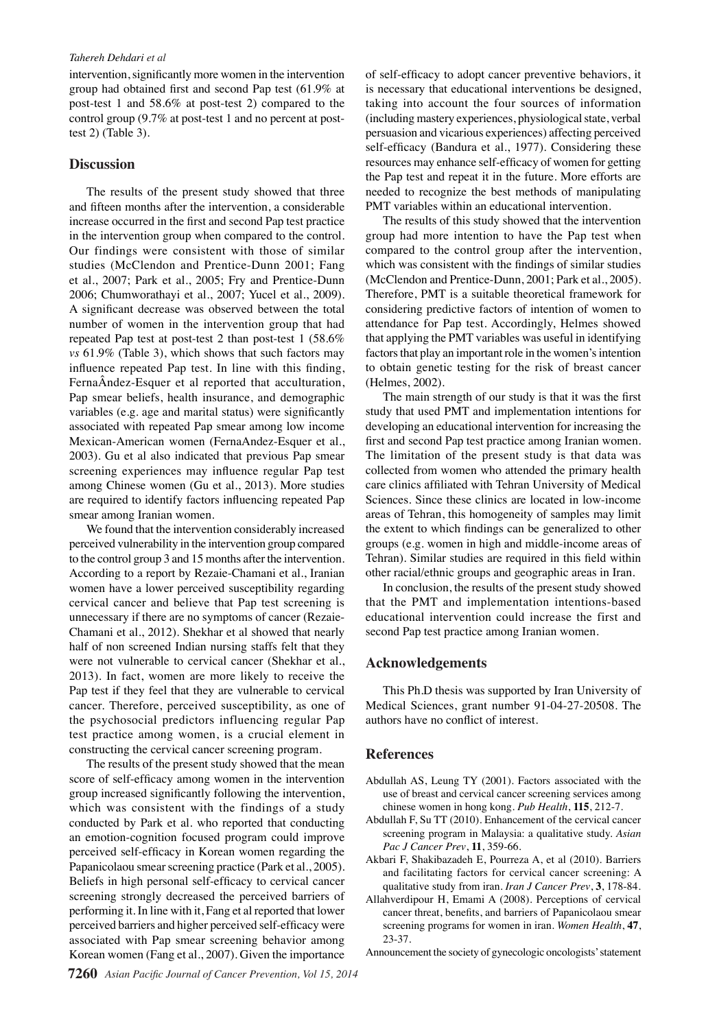intervention, significantly more women in the intervention group had obtained first and second Pap test (61.9% at post-test 1 and 58.6% at post-test 2) compared to the control group (9.7% at post-test 1 and no percent at post-test 2) (Table 3).

## Discussion

The results of the present study showed that three and fifteen months after the intervention, a considerable increase occurred in the first and second Pap test practice in the intervention group when compared to the control. Our findings were consistent with those of similar studies (McClendon and Prentice-Dunn 2001; Fang et al., 2007; Park et al., 2005; Fry and Prentice-Dunn 2006; Chumworathayi et al., 2007; Yucel et al., 2009). A significant decrease was observed between the total number of women in the intervention group that had repeated Pap test at post-test 2 than post-test 1 (58.6% *vs* 61.9% (Table 3), which shows that such factors may influence repeated Pap test. In line with this finding, FernaÂndez-Esquer et al reported that acculturation, Pap smear beliefs, health insurance, and demographic variables (e.g. age and marital status) were significantly associated with repeated Pap smear among low income Mexican-American women (FernaAndez-Esquer et al., 2003). Gu et al also indicated that previous Pap smear screening experiences may influence regular Pap test among Chinese women (Gu et al., 2013). More studies are required to identify factors influencing repeated Pap smear among Iranian women.

We found that the intervention considerably increased perceived vulnerability in the intervention group compared to the control group 3 and 15 months after the intervention. According to a report by Rezaie-Chamani et al., Iranian women have a lower perceived susceptibility regarding cervical cancer and believe that Pap test screening is unnecessary if there are no symptoms of cancer (Rezaie-Chamani et al., 2012). Shekhar et al showed that nearly half of non screened Indian nursing staffs felt that they were not vulnerable to cervical cancer (Shekhar et al., 2013). In fact, women are more likely to receive the Pap test if they feel that they are vulnerable to cervical cancer. Therefore, perceived susceptibility, as one of the psychosocial predictors influencing regular Pap test practice among women, is a crucial element in constructing the cervical cancer screening program.

The results of the present study showed that the mean score of self-efficacy among women in the intervention group increased significantly following the intervention, which was consistent with the findings of a study conducted by Park et al. who reported that conducting an emotion-cognition focused program could improve perceived self-efficacy in Korean women regarding the Papanicolaou smear screening practice (Park et al., 2005). Beliefs in high personal self-efficacy to cervical cancer screening strongly decreased the perceived barriers of performing it. In line with it, Fang et al reported that lower perceived barriers and higher perceived self-efficacy were associated with Pap smear screening behavior among Korean women (Fang et al., 2007). Given the importance of self-efficacy to adopt cancer preventive behaviors, it is necessary that educational interventions be designed, taking into account the four sources of information (including mastery experiences, physiological state, verbal persuasion and vicarious experiences) affecting perceived self-efficacy (Bandura et al., 1977). Considering these resources may enhance self-efficacy of women for getting the Pap test and repeat it in the future. More efforts are needed to recognize the best methods of manipulating PMT variables within an educational intervention.

The results of this study showed that the intervention group had more intention to have the Pap test when compared to the control group after the intervention, which was consistent with the findings of similar studies (McClendon and Prentice-Dunn, 2001; Park et al., 2005). Therefore, PMT is a suitable theoretical framework for considering predictive factors of intention of women to attendance for Pap test. Accordingly, Helmes showed that applying the PMT variables was useful in identifying factors that play an important role in the women's intention to obtain genetic testing for the risk of breast cancer (Helmes, 2002).

The main strength of our study is that it was the first study that used PMT and implementation intentions for developing an educational intervention for increasing the first and second Pap test practice among Iranian women. The limitation of the present study is that data was collected from women who attended the primary health care clinics affiliated with Tehran University of Medical Sciences. Since these clinics are located in low-income areas of Tehran, this homogeneity of samples may limit the extent to which findings can be generalized to other groups (e.g. women in high and middle-income areas of Tehran). Similar studies are required in this field within other racial/ethnic groups and geographic areas in Iran.

In conclusion, the results of the present study showed that the PMT and implementation intentions-based educational intervention could increase the first and second Pap test practice among Iranian women.

## Acknowledgements

This Ph.D thesis was supported by Iran University of Medical Sciences, grant number 91-04-27-20508. The authors have no conflict of interest.

## References

Abdullah AS, Leung TY (2001). Factors associated with the use of breast and cervical cancer screening services among chinese women in hong kong. *Pub Health*, **115**, 212-7.

Abdullah F, Su TT (2010). Enhancement of the cervical cancer screening program in Malaysia: a qualitative study. *Asian Pac J Cancer Prev*, **11**, 359-66.

Akbari F, Shakibazadeh E, Pourreza A, et al (2010). Barriers and facilitating factors for cervical cancer screening: A qualitative study from iran. *Iran J Cancer Prev*, **3**, 178-84.

Allahverdipour H, Emami A (2008). Perceptions of cervical cancer threat, benefits, and barriers of Papanicolaou smear screening programs for women in iran. *Women Health*, **47**, 23-37.

Announcement the society of gynecologic oncologists' statement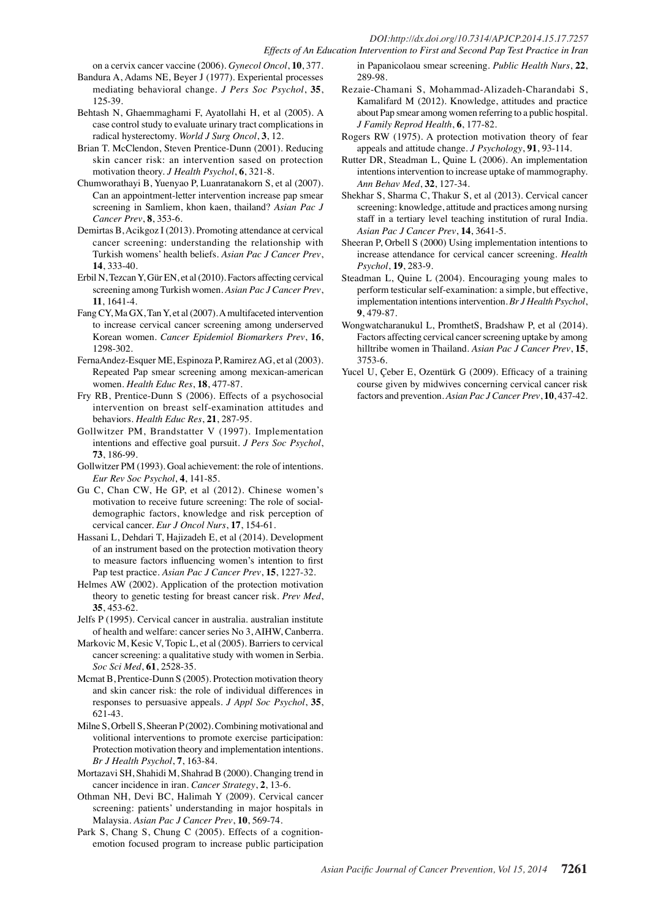on a cervix cancer vaccine (2006). *Gynecol Oncol*, **10**, 377.

Bandura A, Adams NE, Beyer J (1977). Experiental processes mediating behavioral change. *J Pers Soc Psychol*, **35**, 125-39.

Behtash N, Ghaemmaghami F, Ayatollahi H, et al (2005). A case control study to evaluate urinary tract complications in radical hysterectomy. *World J Surg Oncol*, **3**, 12.

Brian T. McClendon, Steven Prentice-Dunn (2001). Reducing skin cancer risk: an intervention sased on protection motivation theory. *J Health Psychol*, **6**, 321-8.

Chumworathayi B, Yuenyao P, Luanratanakorn S, et al (2007). Can an appointment-letter intervention increase pap smear screening in Samliem, khon kaen, thailand? *Asian Pac J Cancer Prev*, **8**, 353-6.

Demirtas B, Acikgoz I (2013). Promoting attendance at cervical cancer screening: understanding the relationship with Turkish womens' health beliefs. *Asian Pac J Cancer Prev*, **14**, 333-40.

Erbil N, Tezcan Y, Gür EN, et al (2010). Factors affecting cervical screening among Turkish women. *Asian Pac J Cancer Prev*, **11**, 1641-4.

Fang CY, Ma GX, Tan Y, et al (2007). A multifaceted intervention to increase cervical cancer screening among underserved Korean women. *Cancer Epidemiol Biomarkers Prev*, **16**, 1298-302.

FernaAndez-Esquer ME, Espinoza P, Ramirez AG, et al (2003). Repeated Pap smear screening among mexican-american women. *Health Educ Res*, **18**, 477-87.

Fry RB, Prentice-Dunn S (2006). Effects of a psychosocial intervention on breast self-examination attitudes and behaviors. *Health Educ Res*, **21**, 287-95.

Gollwitzer PM, Brandstatter V (1997). Implementation intentions and effective goal pursuit. *J Pers Soc Psychol*, **73**, 186-99.

Gollwitzer PM (1993). Goal achievement: the role of intentions. *Eur Rev Soc Psychol*, **4**, 141-85.

Gu C, Chan CW, He GP, et al (2012). Chinese women's motivation to receive future screening: The role of social-demographic factors, knowledge and risk perception of cervical cancer. *Eur J Oncol Nurs*, **17**, 154-61.

Hassani L, Dehdari T, Hajizadeh E, et al (2014). Development of an instrument based on the protection motivation theory to measure factors influencing women's intention to first Pap test practice. *Asian Pac J Cancer Prev*, **15**, 1227-32.

Helmes AW (2002). Application of the protection motivation theory to genetic testing for breast cancer risk. *Prev Med*, **35**, 453-62.

Jelfs P (1995). Cervical cancer in australia. australian institute of health and welfare: cancer series No 3, AIHW, Canberra.

Markovic M, Kesic V, Topic L, et al (2005). Barriers to cervical cancer screening: a qualitative study with women in Serbia. *Soc Sci Med*, **61**, 2528-35.

Mcmat B, Prentice-Dunn S (2005). Protection motivation theory and skin cancer risk: the role of individual differences in responses to persuasive appeals. *J Appl Soc Psychol*, **35**, 621-43.

Milne S, Orbell S, Sheeran P (2002). Combining motivational and volitional interventions to promote exercise participation: Protection motivation theory and implementation intentions. *Br J Health Psychol*, **7**, 163-84.

Mortazavi SH, Shahidi M, Shahrad B (2000). Changing trend in cancer incidence in iran. *Cancer Strategy*, **2**, 13-6.

Othman NH, Devi BC, Halimah Y (2009). Cervical cancer screening: patients' understanding in major hospitals in Malaysia. *Asian Pac J Cancer Prev*, **10**, 569-74.

Park S, Chang S, Chung C (2005). Effects of a cognition-emotion focused program to increase public participation in Papanicolaou smear screening. *Public Health Nurs*, **22**, 289-98.

Rezaie-Chamani S, Mohammad-Alizadeh-Charandabi S, Kamalifard M (2012). Knowledge, attitudes and practice about Pap smear among women referring to a public hospital. *J Family Reprod Health*, **6**, 177-82.

Rogers RW (1975). A protection motivation theory of fear appeals and attitude change. *J Psychology*, **91**, 93-114.

Rutter DR, Steadman L, Quine L (2006). An implementation intentions intervention to increase uptake of mammography. *Ann Behav Med*, **32**, 127-34.

Shekhar S, Sharma C, Thakur S, et al (2013). Cervical cancer screening: knowledge, attitude and practices among nursing staff in a tertiary level teaching institution of rural India. *Asian Pac J Cancer Prev*, **14**, 3641-5.

Sheeran P, Orbell S (2000) Using implementation intentions to increase attendance for cervical cancer screening. *Health Psychol*, **19**, 283-9.

Steadman L, Quine L (2004). Encouraging young males to perform testicular self-examination: a simple, but effective, implementation intentions intervention. *Br J Health Psychol*, **9**, 479-87.

Wongwatcharanukul L, PromthetS, Bradshaw P, et al (2014). Factors affecting cervical cancer screening uptake by among hilltribe women in Thailand. *Asian Pac J Cancer Prev*, **15**, 3753-6.

Yucel U, Çeber E, Ozentürk G (2009). Efficacy of a training course given by midwives concerning cervical cancer risk factors and prevention. *Asian Pac J Cancer Prev*, **10**, 437-42.